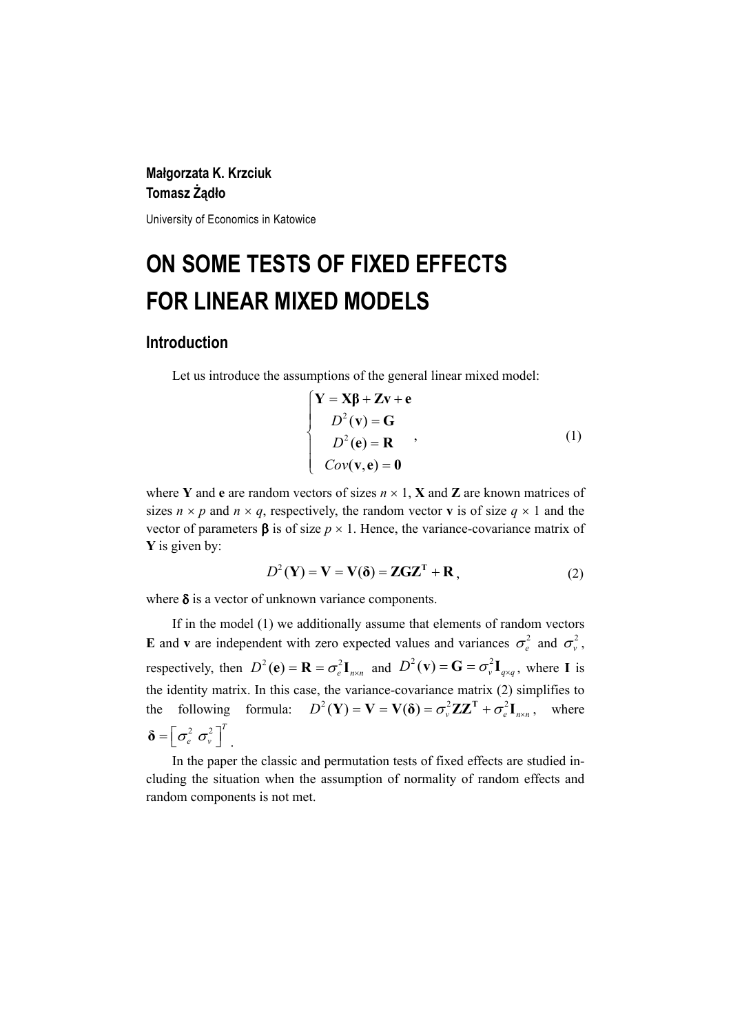**Małgorzata K. Krzciuk**
**Tomasz Żądło**

University of Economics in Katowice

# ON SOME TESTS OF FIXED EFFECTS FOR LINEAR MIXED MODELS

## Introduction

Let us introduce the assumptions of the general linear mixed model:

$$\begin{cases} \mathbf{Y} = \mathbf{X}\boldsymbol{\beta} + \mathbf{Z}\mathbf{v} + \mathbf{e} \\ D^2(\mathbf{v}) = \mathbf{G} \\ D^2(\mathbf{e}) = \mathbf{R} \\ Cov(\mathbf{v}, \mathbf{e}) = \mathbf{0} \end{cases}, \tag{1}$$

where $\mathbf{Y}$ and $\mathbf{e}$ are random vectors of sizes $n \times 1$, $\mathbf{X}$ and $\mathbf{Z}$ are known matrices of sizes $n \times p$ and $n \times q$, respectively, the random vector $\mathbf{v}$ is of size $q \times 1$ and the vector of parameters $\boldsymbol{\beta}$ is of size $p \times 1$. Hence, the variance-covariance matrix of $\mathbf{Y}$ is given by:

$$D^2(\mathbf{Y}) = \mathbf{V} = \mathbf{V}(\boldsymbol{\delta}) = \mathbf{Z}\mathbf{G}\mathbf{Z}^{\mathbf{T}} + \mathbf{R}, \tag{2}$$

where $\boldsymbol{\delta}$ is a vector of unknown variance components.

If in the model (1) we additionally assume that elements of random vectors $\mathbf{E}$ and $\mathbf{v}$ are independent with zero expected values and variances $\sigma_e^2$ and $\sigma_v^2$, respectively, then $D^2(\mathbf{e}) = \mathbf{R} = \sigma_e^2 \mathbf{I}_{n \times n}$ and $D^2(\mathbf{v}) = \mathbf{G} = \sigma_v^2 \mathbf{I}_{q \times q}$, where $\mathbf{I}$ is the identity matrix. In this case, the variance-covariance matrix (2) simplifies to the following formula: $D^2(\mathbf{Y}) = \mathbf{V} = \mathbf{V}(\boldsymbol{\delta}) = \sigma_v^2 \mathbf{Z}\mathbf{Z}^{\mathbf{T}} + \sigma_e^2 \mathbf{I}_{n \times n}$, where $\boldsymbol{\delta} = \left[\sigma_e^2 \ \sigma_v^2\right]^T$.

In the paper the classic and permutation tests of fixed effects are studied including the situation when the assumption of normality of random effects and random components is not met.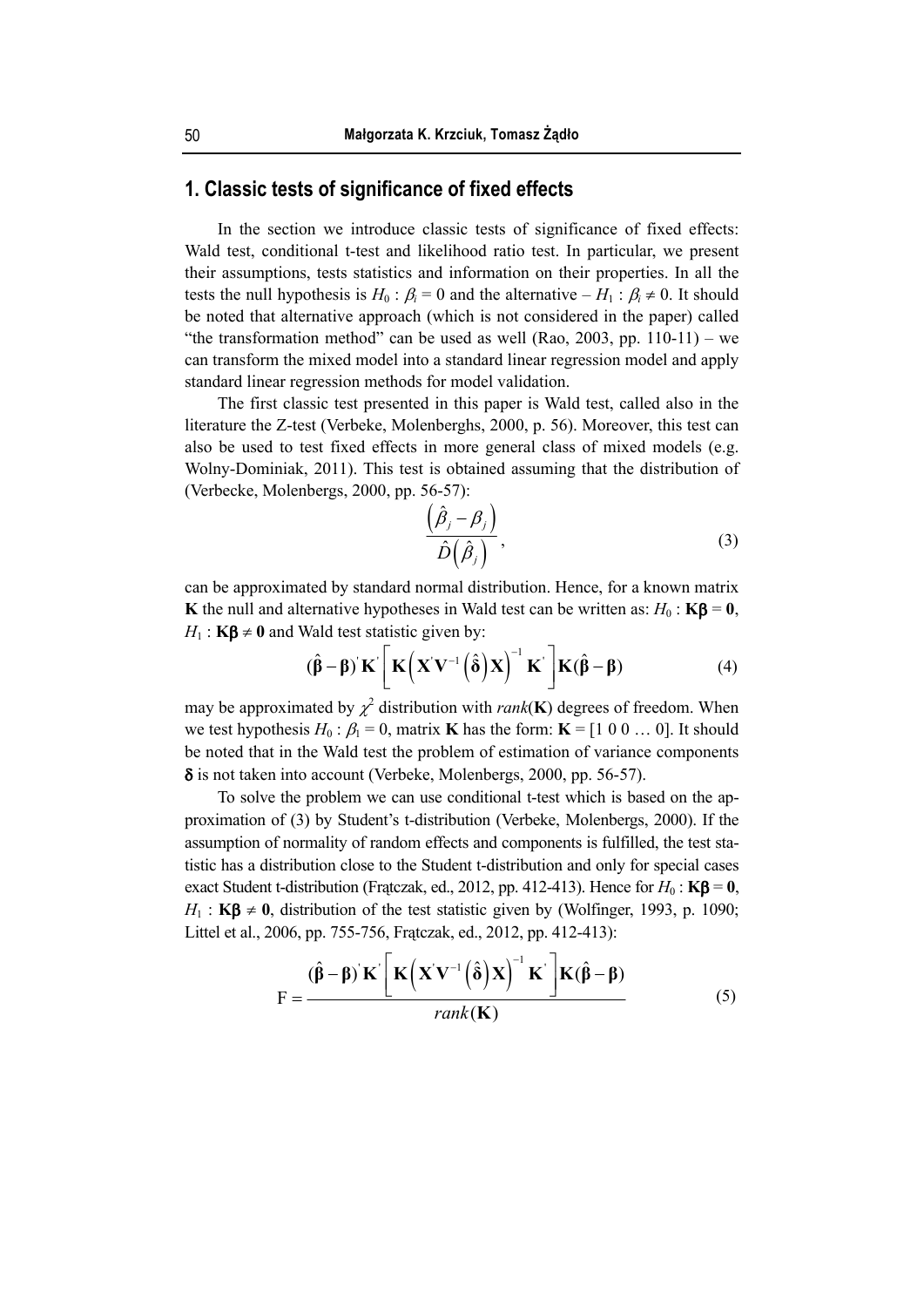## 1. Classic tests of significance of fixed effects

In the section we introduce classic tests of significance of fixed effects: Wald test, conditional t-test and likelihood ratio test. In particular, we present their assumptions, tests statistics and information on their properties. In all the tests the null hypothesis is $H_0 : \beta_i = 0$ and the alternative – $H_1 : \beta_i \neq 0$. It should be noted that alternative approach (which is not considered in the paper) called "the transformation method" can be used as well (Rao, 2003, pp. 110-11) – we can transform the mixed model into a standard linear regression model and apply standard linear regression methods for model validation.

The first classic test presented in this paper is Wald test, called also in the literature the Z-test (Verbeke, Molenberghs, 2000, p. 56). Moreover, this test can also be used to test fixed effects in more general class of mixed models (e.g. Wolny-Dominiak, 2011). This test is obtained assuming that the distribution of (Verbecke, Molenbergs, 2000, pp. 56-57):

$$\frac{\left(\hat{\beta}_j - \beta_j\right)}{\hat{D}\left(\hat{\beta}_j\right)}, \tag{3}$$

can be approximated by standard normal distribution. Hence, for a known matrix $\mathbf{K}$ the null and alternative hypotheses in Wald test can be written as: $H_0 : \mathbf{K\beta} = \mathbf{0}$, $H_1 : \mathbf{K\beta} \neq \mathbf{0}$ and Wald test statistic given by:

$$(\hat{\boldsymbol{\beta}} - \boldsymbol{\beta})' \mathbf{K}' \left[ \mathbf{K} \left( \mathbf{X}' \mathbf{V}^{-1} \left( \hat{\boldsymbol{\delta}} \right) \mathbf{X} \right)^{-1} \mathbf{K}' \right] \mathbf{K} (\hat{\boldsymbol{\beta}} - \boldsymbol{\beta}) \tag{4}$$

may be approximated by $\chi^2$ distribution with $rank(\mathbf{K})$ degrees of freedom. When we test hypothesis $H_0 : \beta_1 = 0$, matrix $\mathbf{K}$ has the form: $\mathbf{K} = [1 \; 0 \; 0 \; \ldots \; 0]$. It should be noted that in the Wald test the problem of estimation of variance components $\boldsymbol{\delta}$ is not taken into account (Verbeke, Molenbergs, 2000, pp. 56-57).

To solve the problem we can use conditional t-test which is based on the approximation of (3) by Student's t-distribution (Verbeke, Molenbergs, 2000). If the assumption of normality of random effects and components is fulfilled, the test statistic has a distribution close to the Student t-distribution and only for special cases exact Student t-distribution (Frątczak, ed., 2012, pp. 412-413). Hence for $H_0 : \mathbf{K\beta} = \mathbf{0}$, $H_1 : \mathbf{K\beta} \neq \mathbf{0}$, distribution of the test statistic given by (Wolfinger, 1993, p. 1090; Littel et al., 2006, pp. 755-756, Frątczak, ed., 2012, pp. 412-413):

$$\mathrm{F} = \frac{(\hat{\boldsymbol{\beta}} - \boldsymbol{\beta})' \mathbf{K}' \left[ \mathbf{K} \left( \mathbf{X}' \mathbf{V}^{-1} \left( \hat{\boldsymbol{\delta}} \right) \mathbf{X} \right)^{-1} \mathbf{K}' \right] \mathbf{K} (\hat{\boldsymbol{\beta}} - \boldsymbol{\beta})}{rank(\mathbf{K})} \tag{5}$$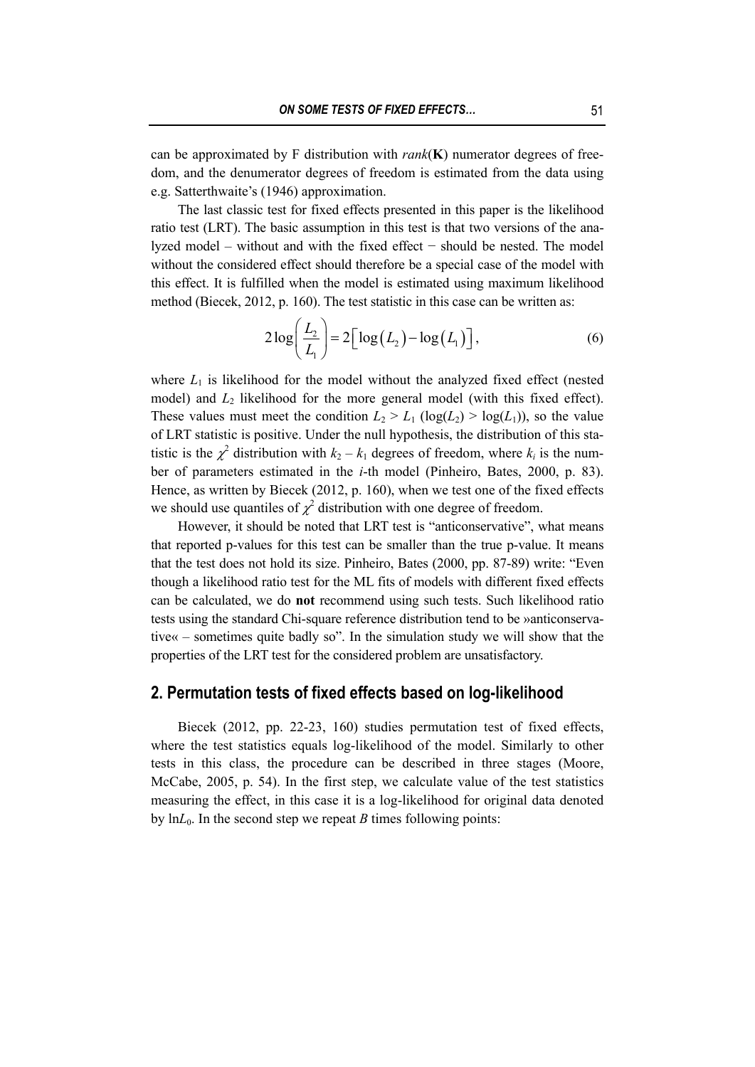can be approximated by F distribution with *rank*(**K**) numerator degrees of freedom, and the denumerator degrees of freedom is estimated from the data using e.g. Satterthwaite's (1946) approximation.

The last classic test for fixed effects presented in this paper is the likelihood ratio test (LRT). The basic assumption in this test is that two versions of the analyzed model – without and with the fixed effect − should be nested. The model without the considered effect should therefore be a special case of the model with this effect. It is fulfilled when the model is estimated using maximum likelihood method (Biecek, 2012, p. 160). The test statistic in this case can be written as:

$$2\log\left(\frac{L_2}{L_1}\right) = 2\left[\log\left(L_2\right) - \log\left(L_1\right)\right], \tag{6}$$

where $L_1$ is likelihood for the model without the analyzed fixed effect (nested model) and $L_2$ likelihood for the more general model (with this fixed effect). These values must meet the condition $L_2 > L_1$ ($\log(L_2) > \log(L_1)$), so the value of LRT statistic is positive. Under the null hypothesis, the distribution of this statistic is the $\chi^2$ distribution with $k_2 - k_1$ degrees of freedom, where $k_i$ is the number of parameters estimated in the $i$-th model (Pinheiro, Bates, 2000, p. 83). Hence, as written by Biecek (2012, p. 160), when we test one of the fixed effects we should use quantiles of $\chi^2$ distribution with one degree of freedom.

However, it should be noted that LRT test is "anticonservative", what means that reported p-values for this test can be smaller than the true p-value. It means that the test does not hold its size. Pinheiro, Bates (2000, pp. 87-89) write: "Even though a likelihood ratio test for the ML fits of models with different fixed effects can be calculated, we do **not** recommend using such tests. Such likelihood ratio tests using the standard Chi-square reference distribution tend to be »anticonservative« – sometimes quite badly so". In the simulation study we will show that the properties of the LRT test for the considered problem are unsatisfactory.

## 2. Permutation tests of fixed effects based on log-likelihood

Biecek (2012, pp. 22-23, 160) studies permutation test of fixed effects, where the test statistics equals log-likelihood of the model. Similarly to other tests in this class, the procedure can be described in three stages (Moore, McCabe, 2005, p. 54). In the first step, we calculate value of the test statistics measuring the effect, in this case it is a log-likelihood for original data denoted by $\ln L_0$. In the second step we repeat $B$ times following points: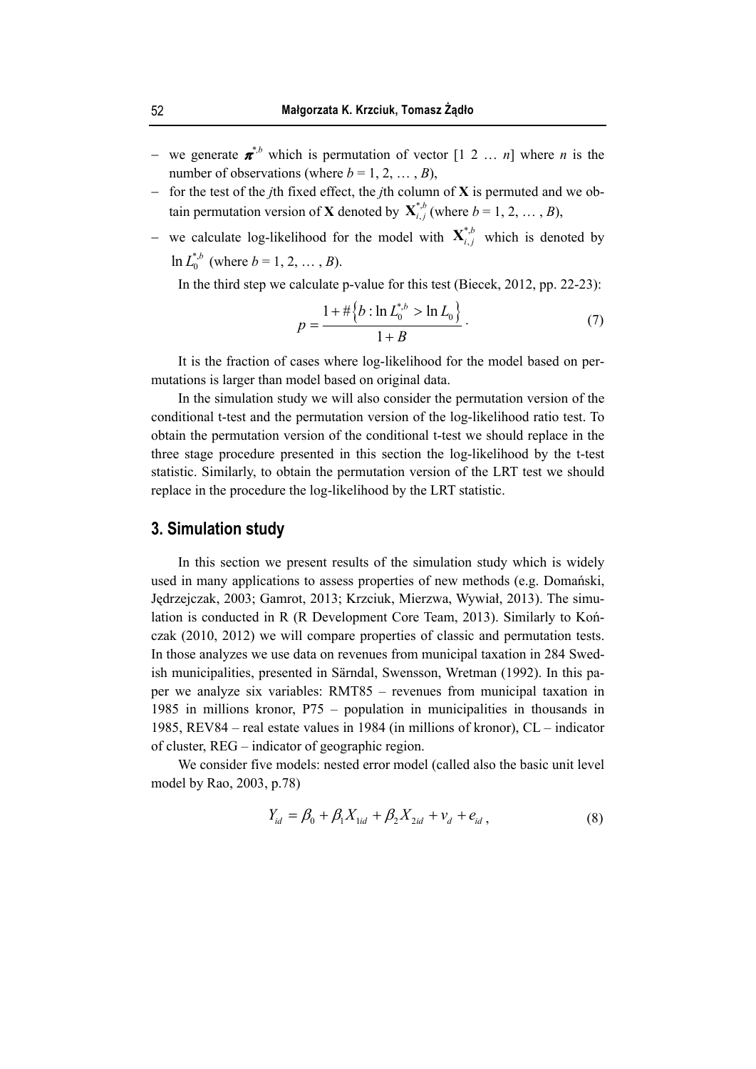- we generate $\boldsymbol{\pi}^{*,b}$ which is permutation of vector [1 2 … *n*] where *n* is the number of observations (where *b* = 1, 2, … , *B*),
- for the test of the *j*th fixed effect, the *j*th column of **X** is permuted and we obtain permutation version of **X** denoted by $\mathbf{X}_{i,j}^{*,b}$ (where *b* = 1, 2, … , *B*),
- we calculate log-likelihood for the model with $\mathbf{X}_{i,j}^{*,b}$ which is denoted by $\ln L_0^{*,b}$ (where *b* = 1, 2, … , *B*).

In the third step we calculate p-value for this test (Biecek, 2012, pp. 22-23):

$$p = \frac{1 + \#\left\{b : \ln L_0^{*,b} > \ln L_0\right\}}{1 + B}. \tag{7}$$

It is the fraction of cases where log-likelihood for the model based on permutations is larger than model based on original data.

In the simulation study we will also consider the permutation version of the conditional t-test and the permutation version of the log-likelihood ratio test. To obtain the permutation version of the conditional t-test we should replace in the three stage procedure presented in this section the log-likelihood by the t-test statistic. Similarly, to obtain the permutation version of the LRT test we should replace in the procedure the log-likelihood by the LRT statistic.

## 3. Simulation study

In this section we present results of the simulation study which is widely used in many applications to assess properties of new methods (e.g. Domański, Jędrzejczak, 2003; Gamrot, 2013; Krzciuk, Mierzwa, Wywiał, 2013). The simulation is conducted in R (R Development Core Team, 2013). Similarly to Kończak (2010, 2012) we will compare properties of classic and permutation tests. In those analyzes we use data on revenues from municipal taxation in 284 Swedish municipalities, presented in Särndal, Swensson, Wretman (1992). In this paper we analyze six variables: RMT85 – revenues from municipal taxation in 1985 in millions kronor, P75 – population in municipalities in thousands in 1985, REV84 – real estate values in 1984 (in millions of kronor), CL – indicator of cluster, REG – indicator of geographic region.

We consider five models: nested error model (called also the basic unit level model by Rao, 2003, p.78)

$$Y_{id} = \beta_0 + \beta_1 X_{1id} + \beta_2 X_{2id} + v_d + e_{id}, \tag{8}$$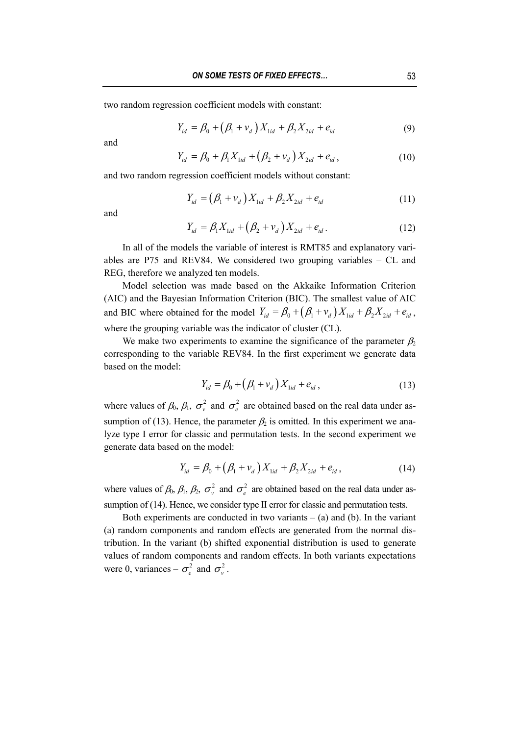two random regression coefficient models with constant:

$$Y_{id} = \beta_0 + (\beta_1 + v_d) X_{1id} + \beta_2 X_{2id} + e_{id} \tag{9}$$

and

$$Y_{id} = \beta_0 + \beta_1 X_{1id} + (\beta_2 + v_d) X_{2id} + e_{id}, \tag{10}$$

and two random regression coefficient models without constant:

$$Y_{id} = (\beta_1 + v_d) X_{1id} + \beta_2 X_{2id} + e_{id} \tag{11}$$

and

$$Y_{id} = \beta_1 X_{1id} + (\beta_2 + v_d) X_{2id} + e_{id}. \tag{12}$$

In all of the models the variable of interest is RMT85 and explanatory variables are P75 and REV84. We considered two grouping variables – CL and REG, therefore we analyzed ten models.

Model selection was made based on the Akkaike Information Criterion (AIC) and the Bayesian Information Criterion (BIC). The smallest value of AIC and BIC where obtained for the model $Y_{id} = \beta_0 + (\beta_1 + v_d) X_{1id} + \beta_2 X_{2id} + e_{id}$, where the grouping variable was the indicator of cluster (CL).

We make two experiments to examine the significance of the parameter $\beta_2$ corresponding to the variable REV84. In the first experiment we generate data based on the model:

$$Y_{id} = \beta_0 + (\beta_1 + v_d) X_{1id} + e_{id}, \tag{13}$$

where values of $\beta_0$, $\beta_1$, $\sigma_v^2$ and $\sigma_e^2$ are obtained based on the real data under assumption of (13). Hence, the parameter $\beta_2$ is omitted. In this experiment we analyze type I error for classic and permutation tests. In the second experiment we generate data based on the model:

$$Y_{id} = \beta_0 + (\beta_1 + v_d) X_{1id} + \beta_2 X_{2id} + e_{id}, \tag{14}$$

where values of $\beta_0$, $\beta_1$, $\beta_2$, $\sigma_v^2$ and $\sigma_e^2$ are obtained based on the real data under assumption of (14). Hence, we consider type II error for classic and permutation tests.

Both experiments are conducted in two variants – (a) and (b). In the variant (a) random components and random effects are generated from the normal distribution. In the variant (b) shifted exponential distribution is used to generate values of random components and random effects. In both variants expectations were 0, variances – $\sigma_e^2$ and $\sigma_v^2$.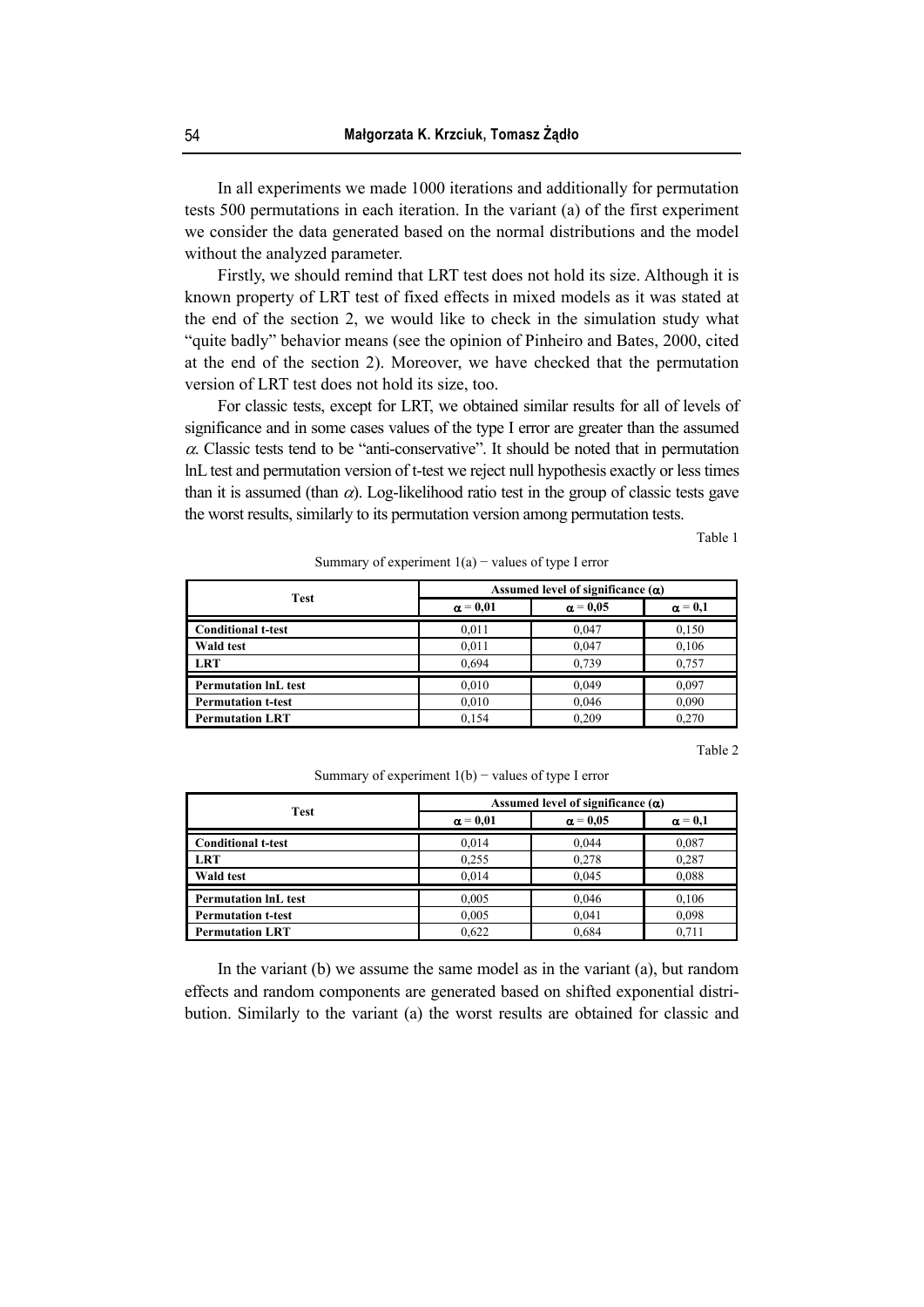In all experiments we made 1000 iterations and additionally for permutation tests 500 permutations in each iteration. In the variant (a) of the first experiment we consider the data generated based on the normal distributions and the model without the analyzed parameter.

Firstly, we should remind that LRT test does not hold its size. Although it is known property of LRT test of fixed effects in mixed models as it was stated at the end of the section 2, we would like to check in the simulation study what "quite badly" behavior means (see the opinion of Pinheiro and Bates, 2000, cited at the end of the section 2). Moreover, we have checked that the permutation version of LRT test does not hold its size, too.

For classic tests, except for LRT, we obtained similar results for all of levels of significance and in some cases values of the type I error are greater than the assumed $\alpha$. Classic tests tend to be "anti-conservative". It should be noted that in permutation lnL test and permutation version of t-test we reject null hypothesis exactly or less times than it is assumed (than $\alpha$). Log-likelihood ratio test in the group of classic tests gave the worst results, similarly to its permutation version among permutation tests.

Table 1

Summary of experiment 1(a) − values of type I error

| Test | Assumed level of significance ($\alpha$) | | |
|---|---|---|---|
| | $\alpha = 0{,}01$ | $\alpha = 0{,}05$ | $\alpha = 0{,}1$ |
| **Conditional t-test** | 0,011 | 0,047 | 0,150 |
| **Wald test** | 0,011 | 0,047 | 0,106 |
| **LRT** | 0,694 | 0,739 | 0,757 |
| **Permutation lnL test** | 0,010 | 0,049 | 0,097 |
| **Permutation t-test** | 0,010 | 0,046 | 0,090 |
| **Permutation LRT** | 0,154 | 0,209 | 0,270 |

Table 2

Summary of experiment 1(b) − values of type I error

| Test | Assumed level of significance ($\alpha$) | | |
|---|---|---|---|
| | $\alpha = 0{,}01$ | $\alpha = 0{,}05$ | $\alpha = 0{,}1$ |
| **Conditional t-test** | 0,014 | 0,044 | 0,087 |
| **LRT** | 0,255 | 0,278 | 0,287 |
| **Wald test** | 0,014 | 0,045 | 0,088 |
| **Permutation lnL test** | 0,005 | 0,046 | 0,106 |
| **Permutation t-test** | 0,005 | 0,041 | 0,098 |
| **Permutation LRT** | 0,622 | 0,684 | 0,711 |

In the variant (b) we assume the same model as in the variant (a), but random effects and random components are generated based on shifted exponential distribution. Similarly to the variant (a) the worst results are obtained for classic and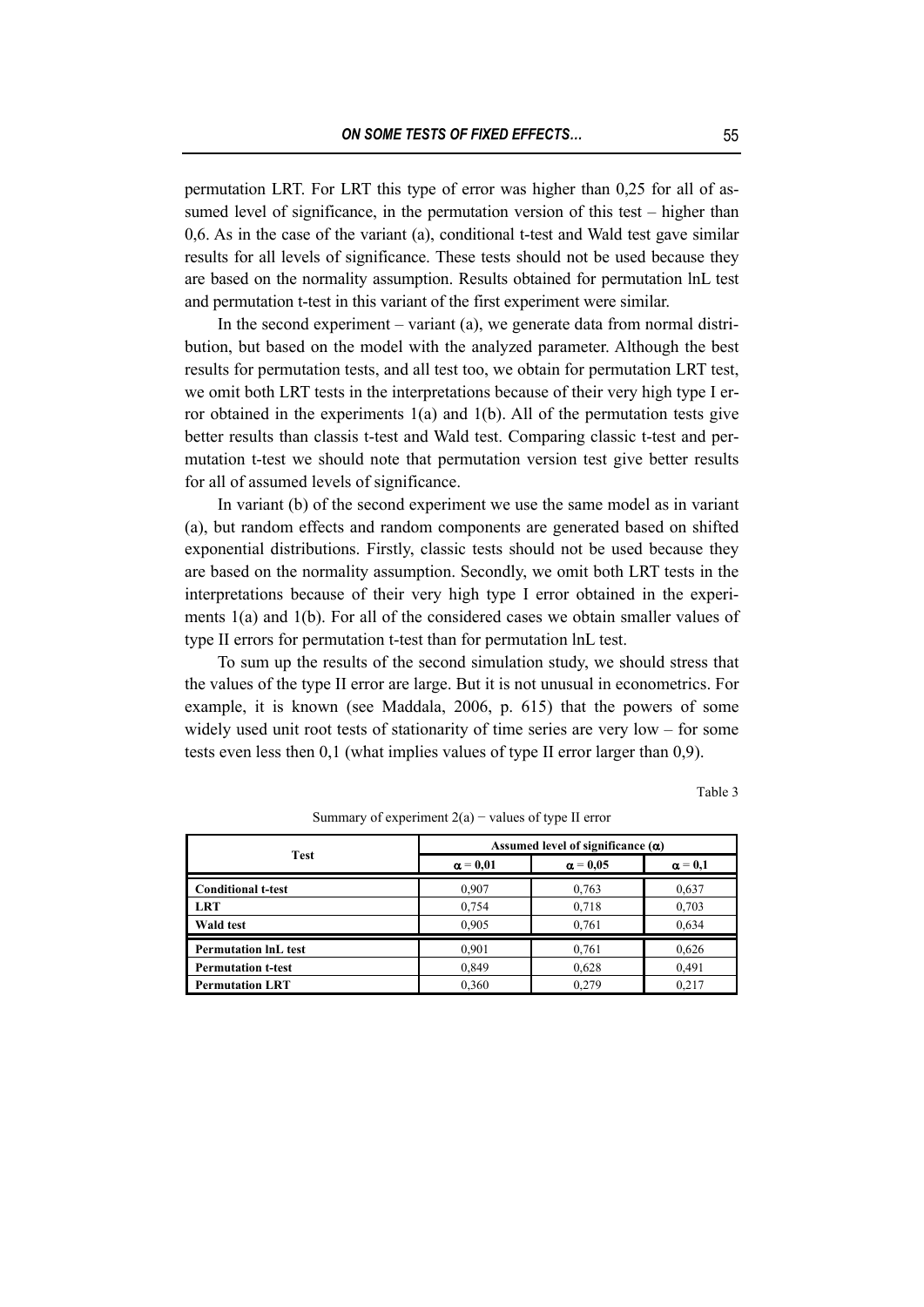permutation LRT. For LRT this type of error was higher than 0,25 for all of assumed level of significance, in the permutation version of this test – higher than 0,6. As in the case of the variant (a), conditional t-test and Wald test gave similar results for all levels of significance. These tests should not be used because they are based on the normality assumption. Results obtained for permutation lnL test and permutation t-test in this variant of the first experiment were similar.

In the second experiment – variant (a), we generate data from normal distribution, but based on the model with the analyzed parameter. Although the best results for permutation tests, and all test too, we obtain for permutation LRT test, we omit both LRT tests in the interpretations because of their very high type I error obtained in the experiments 1(a) and 1(b). All of the permutation tests give better results than classis t-test and Wald test. Comparing classic t-test and permutation t-test we should note that permutation version test give better results for all of assumed levels of significance.

In variant (b) of the second experiment we use the same model as in variant (a), but random effects and random components are generated based on shifted exponential distributions. Firstly, classic tests should not be used because they are based on the normality assumption. Secondly, we omit both LRT tests in the interpretations because of their very high type I error obtained in the experiments 1(a) and 1(b). For all of the considered cases we obtain smaller values of type II errors for permutation t-test than for permutation lnL test.

To sum up the results of the second simulation study, we should stress that the values of the type II error are large. But it is not unusual in econometrics. For example, it is known (see Maddala, 2006, p. 615) that the powers of some widely used unit root tests of stationarity of time series are very low – for some tests even less then 0,1 (what implies values of type II error larger than 0,9).

Table 3

Summary of experiment 2(a) − values of type II error

| Test | Assumed level of significance ($\alpha$) | | |
|---|---|---|---|
| | $\alpha = 0{,}01$ | $\alpha = 0{,}05$ | $\alpha = 0{,}1$ |
| **Conditional t-test** | 0,907 | 0,763 | 0,637 |
| **LRT** | 0,754 | 0,718 | 0,703 |
| **Wald test** | 0,905 | 0,761 | 0,634 |
| **Permutation lnL test** | 0,901 | 0,761 | 0,626 |
| **Permutation t-test** | 0,849 | 0,628 | 0,491 |
| **Permutation LRT** | 0,360 | 0,279 | 0,217 |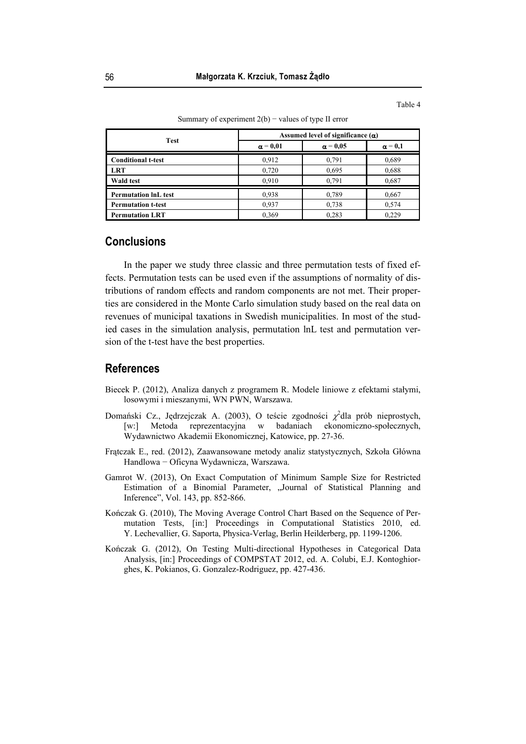Table 4

Summary of experiment 2(b) − values of type II error

| Test | Assumed level of significance ($\alpha$) | | |
|---|---|---|---|
| | $\alpha = 0{,}01$ | $\alpha = 0{,}05$ | $\alpha = 0{,}1$ |
| **Conditional t-test** | 0,912 | 0,791 | 0,689 |
| **LRT** | 0,720 | 0,695 | 0,688 |
| **Wald test** | 0,910 | 0,791 | 0,687 |
| **Permutation lnL test** | 0,938 | 0,789 | 0,667 |
| **Permutation t-test** | 0,937 | 0,738 | 0,574 |
| **Permutation LRT** | 0,369 | 0,283 | 0,229 |

## Conclusions

In the paper we study three classic and three permutation tests of fixed effects. Permutation tests can be used even if the assumptions of normality of distributions of random effects and random components are not met. Their properties are considered in the Monte Carlo simulation study based on the real data on revenues of municipal taxations in Swedish municipalities. In most of the studied cases in the simulation analysis, permutation lnL test and permutation version of the t-test have the best properties.

## References

Biecek P. (2012), Analiza danych z programem R. Modele liniowe z efektami stałymi, losowymi i mieszanymi, WN PWN, Warszawa.

Domański Cz., Jędrzejczak A. (2003), O teście zgodności $\chi^2$dla prób nieprostych, [w:] Metoda reprezentacyjna w badaniach ekonomiczno-społecznych, Wydawnictwo Akademii Ekonomicznej, Katowice, pp. 27-36.

Frątczak E., red. (2012), Zaawansowane metody analiz statystycznych, Szkoła Główna Handlowa − Oficyna Wydawnicza, Warszawa.

Gamrot W. (2013), On Exact Computation of Minimum Sample Size for Restricted Estimation of a Binomial Parameter, „Journal of Statistical Planning and Inference", Vol. 143, pp. 852-866.

Kończak G. (2010), The Moving Average Control Chart Based on the Sequence of Permutation Tests, [in:] Proceedings in Computational Statistics 2010, ed. Y. Lechevallier, G. Saporta, Physica-Verlag, Berlin Heilderberg, pp. 1199-1206.

Kończak G. (2012), On Testing Multi-directional Hypotheses in Categorical Data Analysis, [in:] Proceedings of COMPSTAT 2012, ed. A. Colubi, E.J. Kontoghiorghes, K. Pokianos, G. Gonzalez-Rodriguez, pp. 427-436.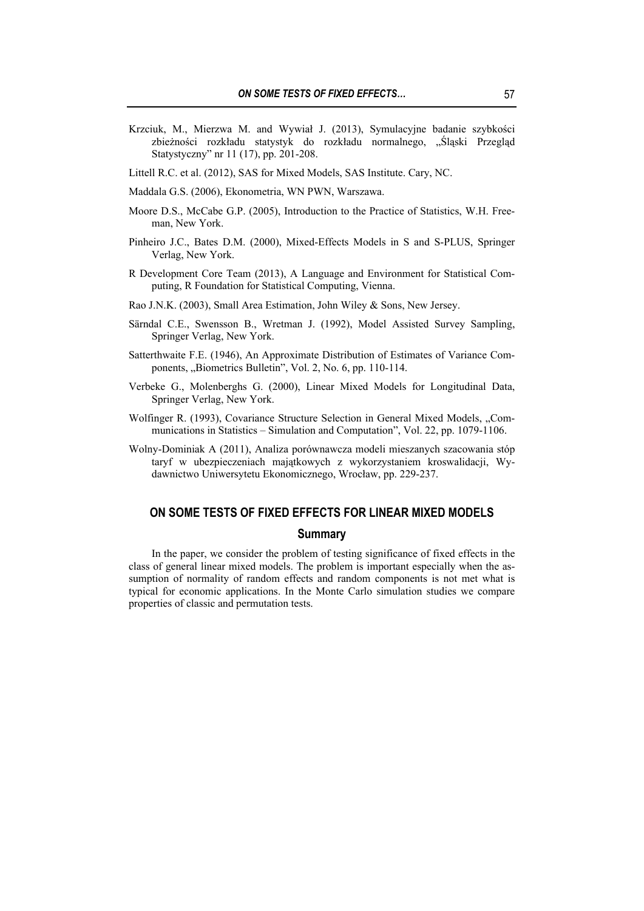Krzciuk, M., Mierzwa M. and Wywiał J. (2013), Symulacyjne badanie szybkości zbieżności rozkładu statystyk do rozkładu normalnego, „Śląski Przegląd Statystyczny" nr 11 (17), pp. 201-208.

Littell R.C. et al. (2012), SAS for Mixed Models, SAS Institute. Cary, NC.

Maddala G.S. (2006), Ekonometria, WN PWN, Warszawa.

Moore D.S., McCabe G.P. (2005), Introduction to the Practice of Statistics, W.H. Freeman, New York.

Pinheiro J.C., Bates D.M. (2000), Mixed-Effects Models in S and S-PLUS, Springer Verlag, New York.

R Development Core Team (2013), A Language and Environment for Statistical Computing, R Foundation for Statistical Computing, Vienna.

Rao J.N.K. (2003), Small Area Estimation, John Wiley & Sons, New Jersey.

Särndal C.E., Swensson B., Wretman J. (1992), Model Assisted Survey Sampling, Springer Verlag, New York.

Satterthwaite F.E. (1946), An Approximate Distribution of Estimates of Variance Components, „Biometrics Bulletin", Vol. 2, No. 6, pp. 110-114.

Verbeke G., Molenberghs G. (2000), Linear Mixed Models for Longitudinal Data, Springer Verlag, New York.

Wolfinger R. (1993), Covariance Structure Selection in General Mixed Models, „Communications in Statistics – Simulation and Computation", Vol. 22, pp. 1079-1106.

Wolny-Dominiak A (2011), Analiza porównawcza modeli mieszanych szacowania stóp taryf w ubezpieczeniach majątkowych z wykorzystaniem kroswalidacji, Wydawnictwo Uniwersytetu Ekonomicznego, Wrocław, pp. 229-237.

## ON SOME TESTS OF FIXED EFFECTS FOR LINEAR MIXED MODELS

### Summary

In the paper, we consider the problem of testing significance of fixed effects in the class of general linear mixed models. The problem is important especially when the assumption of normality of random effects and random components is not met what is typical for economic applications. In the Monte Carlo simulation studies we compare properties of classic and permutation tests.